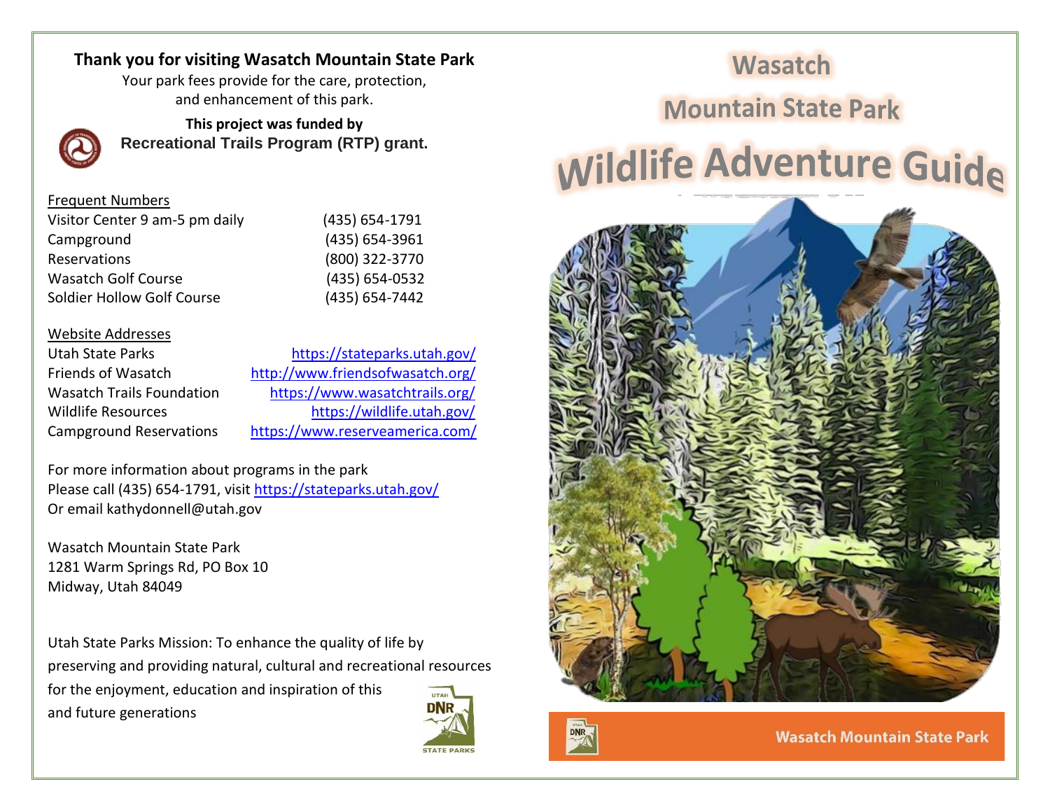**Thank you for visiting Wasatch Mountain State Park**

Your park fees provide for the care, protection, and enhancement of this park.

**This project was funded by**
**Recreational Trails Program (RTP) grant.**

Frequent Numbers

| | |
|---|---|
| Visitor Center 9 am-5 pm daily | (435) 654-1791 |
| Campground | (435) 654-3961 |
| Reservations | (800) 322-3770 |
| Wasatch Golf Course | (435) 654-0532 |
| Soldier Hollow Golf Course | (435) 654-7442 |

Website Addresses

| | |
|---|---|
| Utah State Parks | https://stateparks.utah.gov/ |
| Friends of Wasatch | http://www.friendsofwasatch.org/ |
| Wasatch Trails Foundation | https://www.wasatchtrails.org/ |
| Wildlife Resources | https://wildlife.utah.gov/ |
| Campground Reservations | https://www.reserveamerica.com/ |

For more information about programs in the park
Please call (435) 654-1791, visit https://stateparks.utah.gov/
Or email kathydonnell@utah.gov

Wasatch Mountain State Park
1281 Warm Springs Rd, PO Box 10
Midway, Utah 84049

Utah State Parks Mission: To enhance the quality of life by preserving and providing natural, cultural and recreational resources for the enjoyment, education and inspiration of this and future generations

# Wasatch Mountain State Park

# Wildlife Adventure Guide

Wasatch Mountain State Park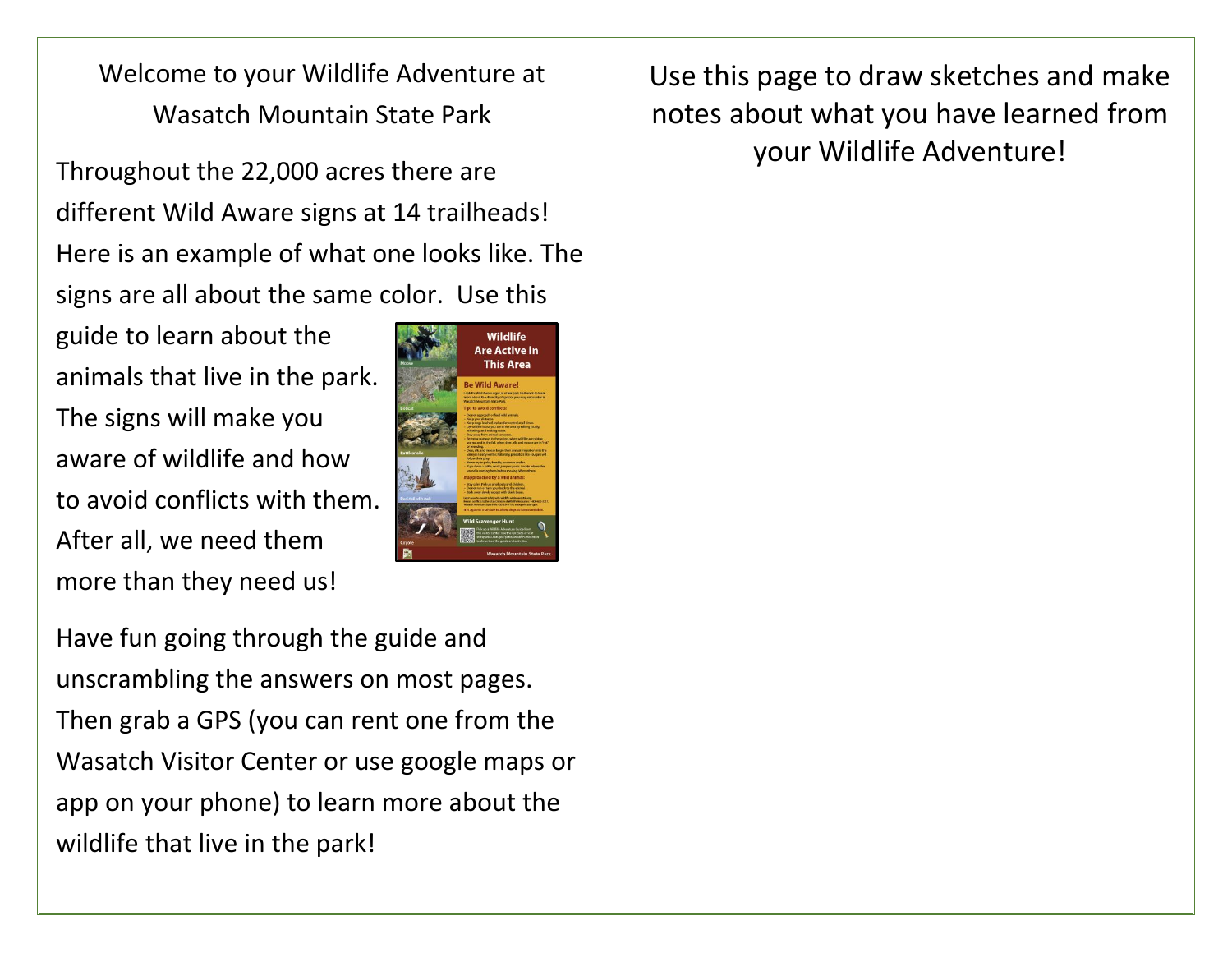Welcome to your Wildlife Adventure at Wasatch Mountain State Park

Throughout the 22,000 acres there are different Wild Aware signs at 14 trailheads! Here is an example of what one looks like. The signs are all about the same color. Use this guide to learn about the animals that live in the park. The signs will make you aware of wildlife and how to avoid conflicts with them. After all, we need them more than they need us!

Have fun going through the guide and unscrambling the answers on most pages. Then grab a GPS (you can rent one from the Wasatch Visitor Center or use google maps or app on your phone) to learn more about the wildlife that live in the park!

Use this page to draw sketches and make notes about what you have learned from your Wildlife Adventure!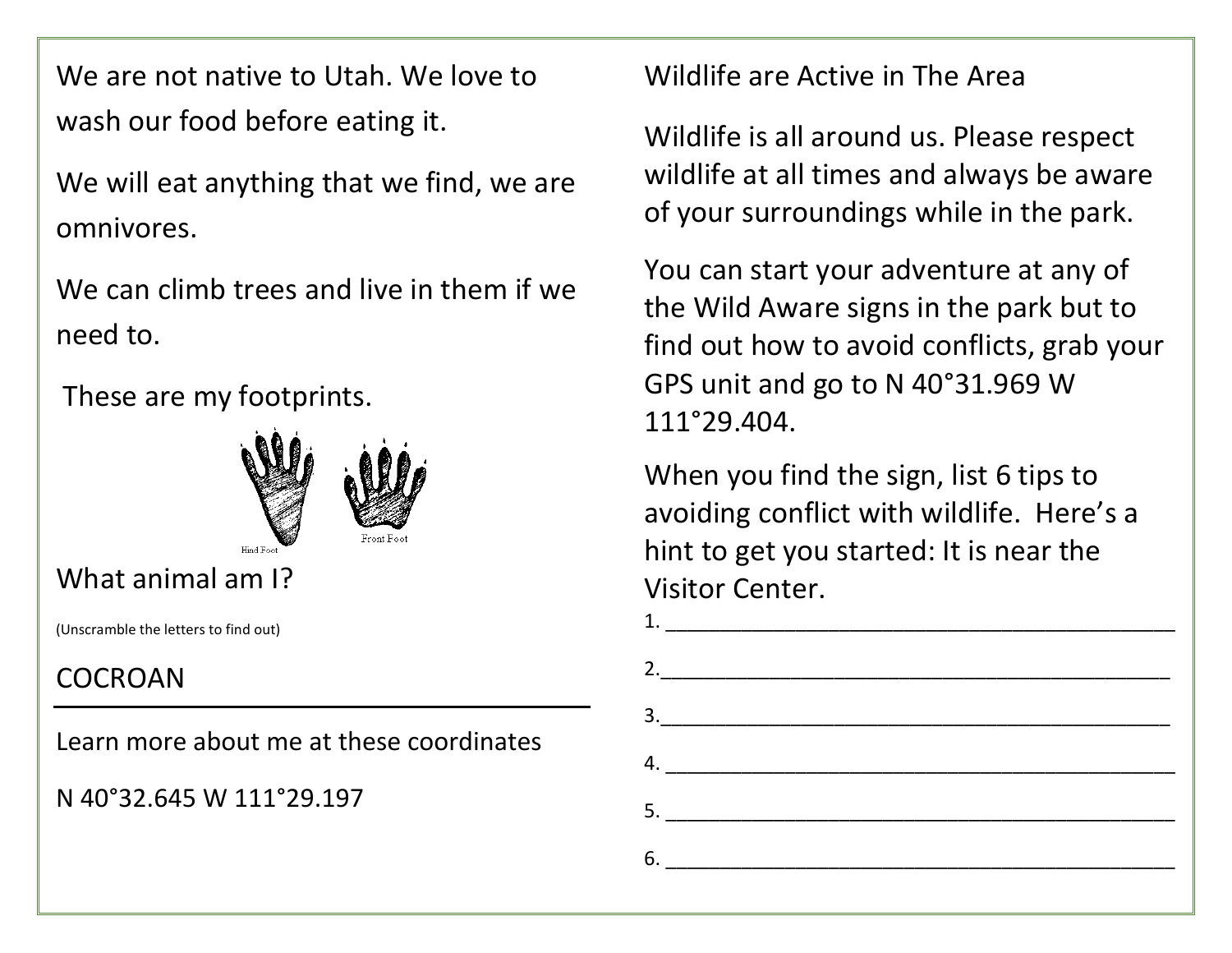We are not native to Utah. We love to wash our food before eating it.

We will eat anything that we find, we are omnivores.

We can climb trees and live in them if we need to.

These are my footprints.

Hind Foot

Front Foot

What animal am I?

(Unscramble the letters to find out)

COCROAN

---

Learn more about me at these coordinates

N 40°32.645 W 111°29.197

Wildlife are Active in The Area

Wildlife is all around us. Please respect wildlife at all times and always be aware of your surroundings while in the park.

You can start your adventure at any of the Wild Aware signs in the park but to find out how to avoid conflicts, grab your GPS unit and go to N 40°31.969 W 111°29.404.

When you find the sign, list 6 tips to avoiding conflict with wildlife. Here's a hint to get you started: It is near the Visitor Center.

1. ____________________________________________

2. ____________________________________________

3. ____________________________________________

4. ____________________________________________

5. ____________________________________________

6. ____________________________________________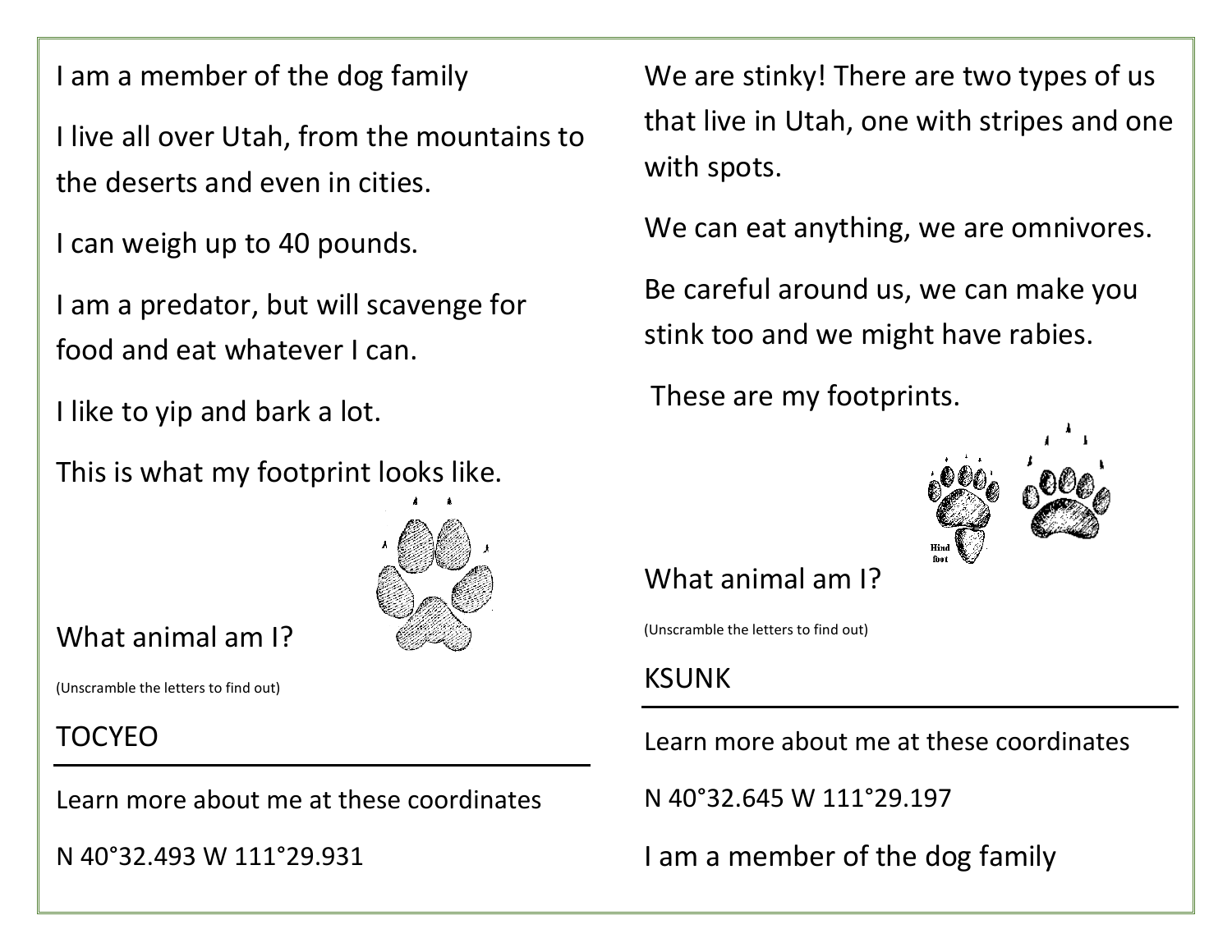I am a member of the dog family

I live all over Utah, from the mountains to the deserts and even in cities.

I can weigh up to 40 pounds.

I am a predator, but will scavenge for food and eat whatever I can.

I like to yip and bark a lot.

This is what my footprint looks like.

What animal am I?

(Unscramble the letters to find out)

TOCYEO

---

Learn more about me at these coordinates

N 40°32.493 W 111°29.931

We are stinky! There are two types of us that live in Utah, one with stripes and one with spots.

We can eat anything, we are omnivores.

Be careful around us, we can make you stink too and we might have rabies.

These are my footprints.

Hind foot

What animal am I?

(Unscramble the letters to find out)

KSUNK

---

Learn more about me at these coordinates

N 40°32.645 W 111°29.197

I am a member of the dog family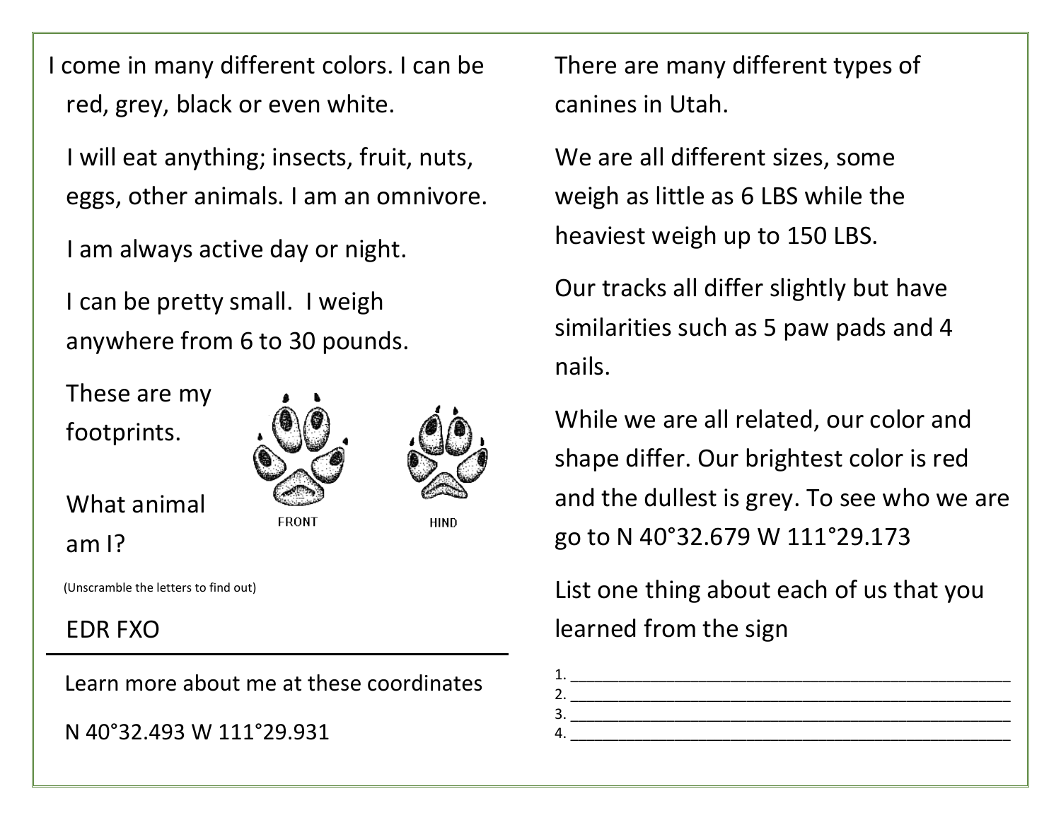I come in many different colors. I can be red, grey, black or even white.

I will eat anything; insects, fruit, nuts, eggs, other animals. I am an omnivore.

I am always active day or night.

I can be pretty small. I weigh anywhere from 6 to 30 pounds.

These are my footprints.

FRONT

HIND

What animal am I?

(Unscramble the letters to find out)

EDR FXO

---

Learn more about me at these coordinates

N 40°32.493 W 111°29.931

There are many different types of canines in Utah.

We are all different sizes, some weigh as little as 6 LBS while the heaviest weigh up to 150 LBS.

Our tracks all differ slightly but have similarities such as 5 paw pads and 4 nails.

While we are all related, our color and shape differ. Our brightest color is red and the dullest is grey. To see who we are go to N 40°32.679 W 111°29.173

List one thing about each of us that you learned from the sign

1. ____________________________________________
2. ____________________________________________
3. ____________________________________________
4. ____________________________________________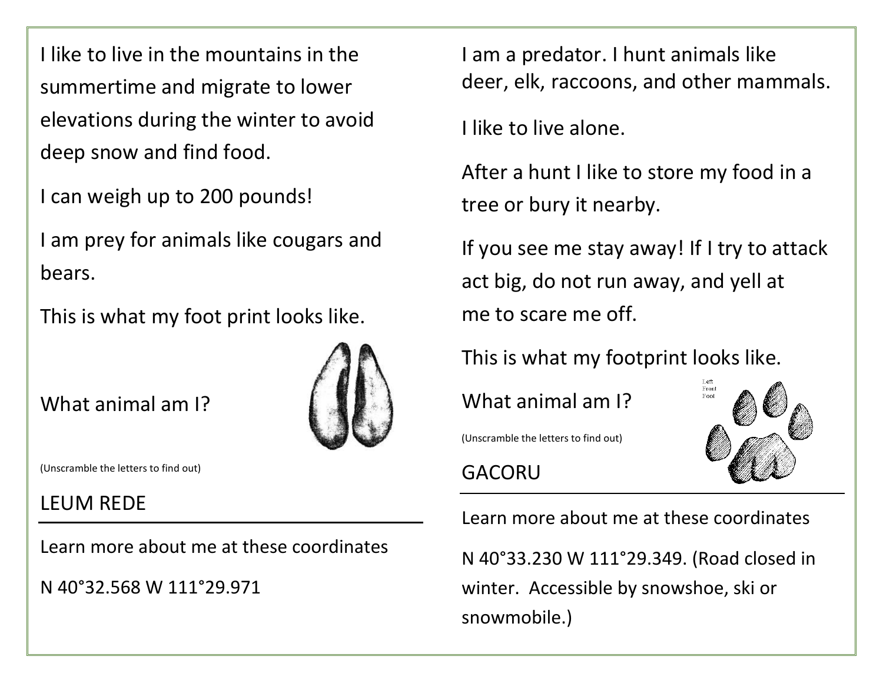I like to live in the mountains in the summertime and migrate to lower elevations during the winter to avoid deep snow and find food.

I can weigh up to 200 pounds!

I am prey for animals like cougars and bears.

This is what my foot print looks like.

What animal am I?

(Unscramble the letters to find out)

LEUM REDE

---

Learn more about me at these coordinates

N 40°32.568 W 111°29.971

I am a predator. I hunt animals like deer, elk, raccoons, and other mammals.

I like to live alone.

After a hunt I like to store my food in a tree or bury it nearby.

If you see me stay away! If I try to attack act big, do not run away, and yell at me to scare me off.

This is what my footprint looks like.

What animal am I?

(Unscramble the letters to find out)

GACORU

---

Learn more about me at these coordinates

N 40°33.230 W 111°29.349. (Road closed in winter. Accessible by snowshoe, ski or snowmobile.)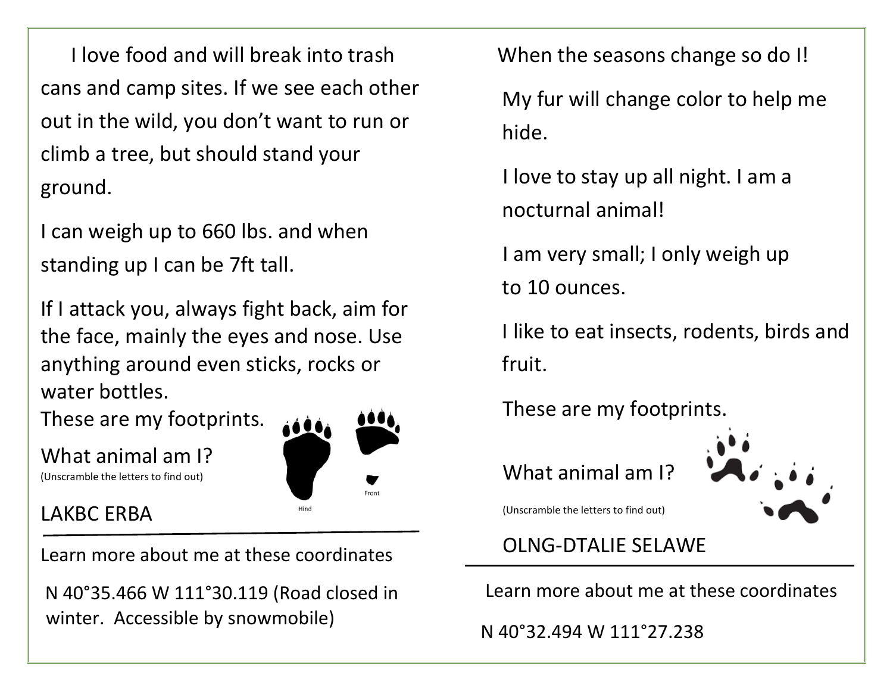I love food and will break into trash cans and camp sites. If we see each other out in the wild, you don't want to run or climb a tree, but should stand your ground.

I can weigh up to 660 lbs. and when standing up I can be 7ft tall.

If I attack you, always fight back, aim for the face, mainly the eyes and nose. Use anything around even sticks, rocks or water bottles.

These are my footprints.

Hind

Front

What animal am I?
(Unscramble the letters to find out)

LAKBC ERBA

---

Learn more about me at these coordinates

N 40°35.466 W 111°30.119 (Road closed in winter. Accessible by snowmobile)

When the seasons change so do I!

My fur will change color to help me hide.

I love to stay up all night. I am a nocturnal animal!

I am very small; I only weigh up to 10 ounces.

I like to eat insects, rodents, birds and fruit.

These are my footprints.

What animal am I?

(Unscramble the letters to find out)

OLNG-DTALIE SELAWE

---

Learn more about me at these coordinates

N 40°32.494 W 111°27.238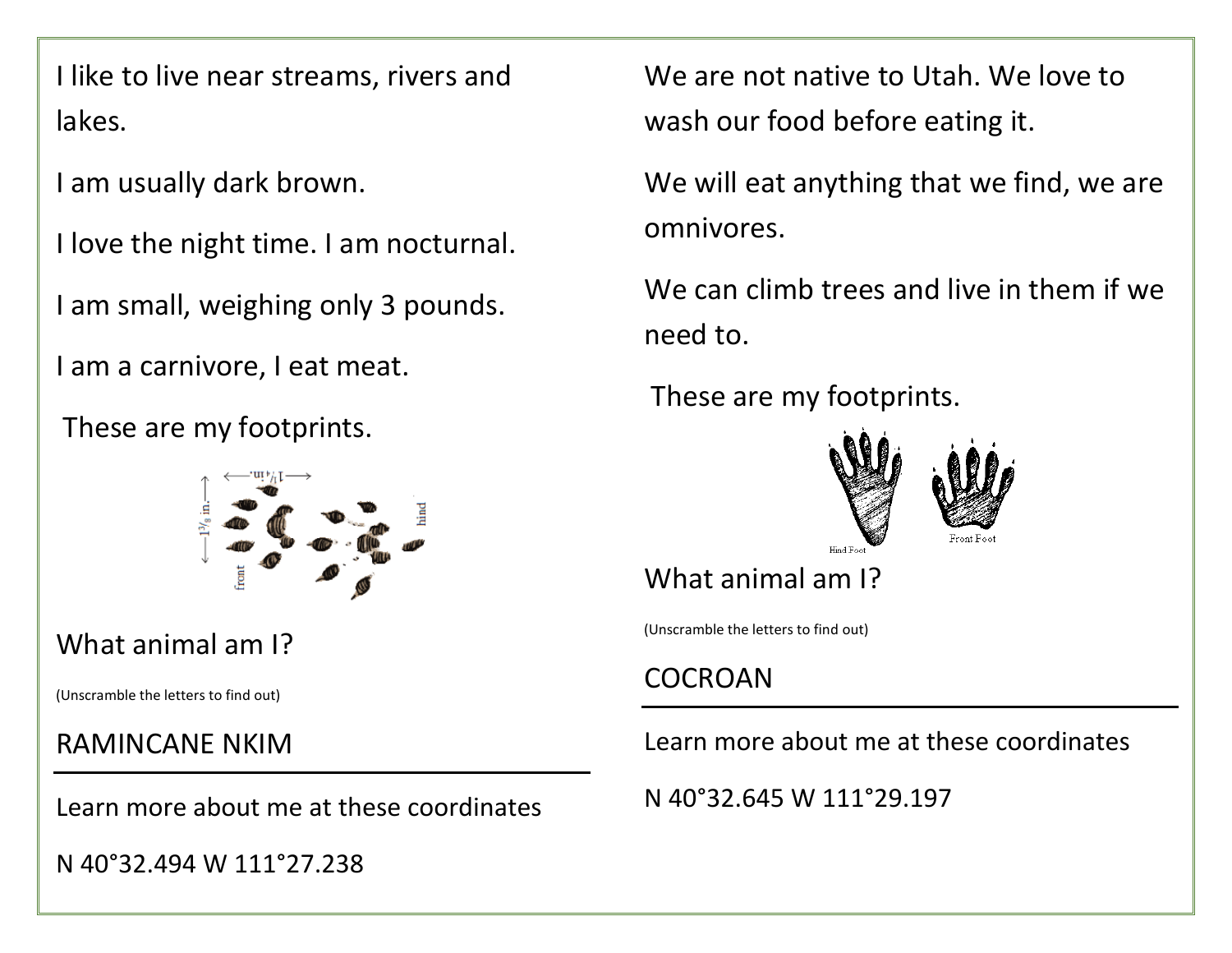I like to live near streams, rivers and lakes.

I am usually dark brown.

I love the night time. I am nocturnal.

I am small, weighing only 3 pounds.

I am a carnivore, I eat meat.

These are my footprints.

1¼ in.

1⅜ in.

front

hind

What animal am I?

(Unscramble the letters to find out)

RAMINCANE NKIM

---

Learn more about me at these coordinates

N 40°32.494 W 111°27.238

We are not native to Utah. We love to wash our food before eating it.

We will eat anything that we find, we are omnivores.

We can climb trees and live in them if we need to.

These are my footprints.

Hind Foot

Front Foot

What animal am I?

(Unscramble the letters to find out)

COCROAN

---

Learn more about me at these coordinates

N 40°32.645 W 111°29.197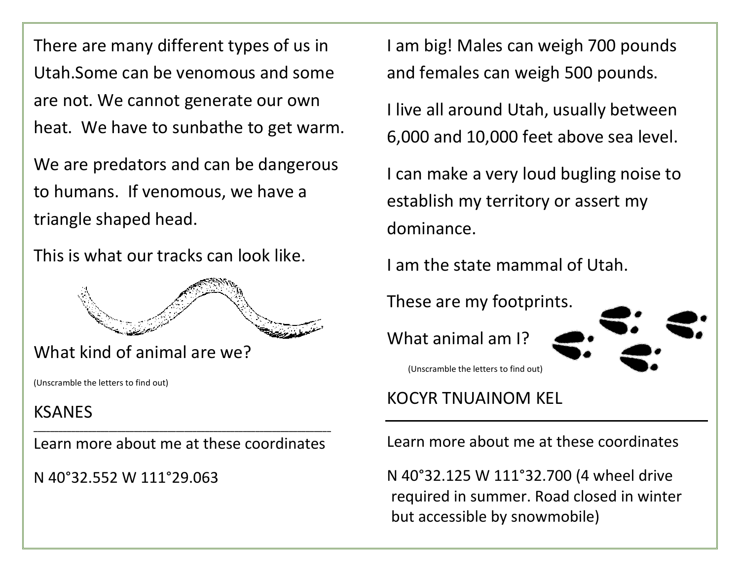There are many different types of us in Utah.Some can be venomous and some are not. We cannot generate our own heat.  We have to sunbathe to get warm.

We are predators and can be dangerous to humans.  If venomous, we have a triangle shaped head.

This is what our tracks can look like.

What kind of animal are we?

(Unscramble the letters to find out)

KSANES

\_\_\_\_\_\_\_\_\_\_\_\_\_\_\_\_\_\_\_\_\_\_\_\_\_\_\_\_\_\_\_\_\_\_\_\_\_\_\_\_\_\_

Learn more about me at these coordinates

N 40°32.552 W 111°29.063

I am big! Males can weigh 700 pounds and females can weigh 500 pounds.

I live all around Utah, usually between 6,000 and 10,000 feet above sea level.

I can make a very loud bugling noise to establish my territory or assert my dominance.

I am the state mammal of Utah.

These are my footprints.

What animal am I?

(Unscramble the letters to find out)

KOCYR TNUAINOM KEL

---

Learn more about me at these coordinates

N 40°32.125 W 111°32.700 (4 wheel drive required in summer. Road closed in winter but accessible by snowmobile)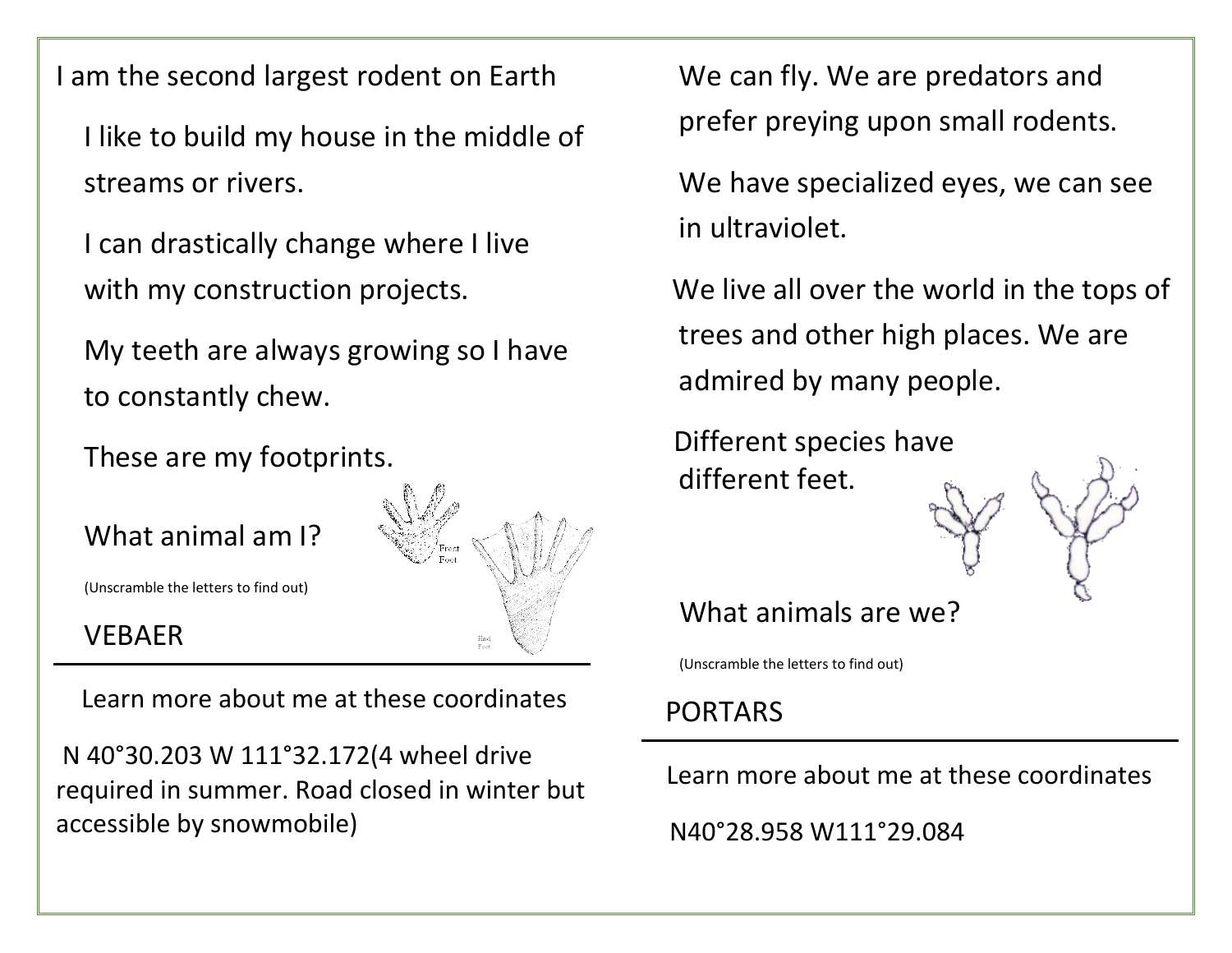I am the second largest rodent on Earth

I like to build my house in the middle of streams or rivers.

I can drastically change where I live with my construction projects.

My teeth are always growing so I have to constantly chew.

These are my footprints.

Front Foot

Hind Foot

What animal am I?

(Unscramble the letters to find out)

VEBAER

Learn more about me at these coordinates

N 40°30.203 W 111°32.172(4 wheel drive required in summer. Road closed in winter but accessible by snowmobile)

We can fly. We are predators and prefer preying upon small rodents.

We have specialized eyes, we can see in ultraviolet.

We live all over the world in the tops of trees and other high places. We are admired by many people.

Different species have different feet.

What animals are we?

(Unscramble the letters to find out)

PORTARS

Learn more about me at these coordinates

N40˚28.958 W111˚29.084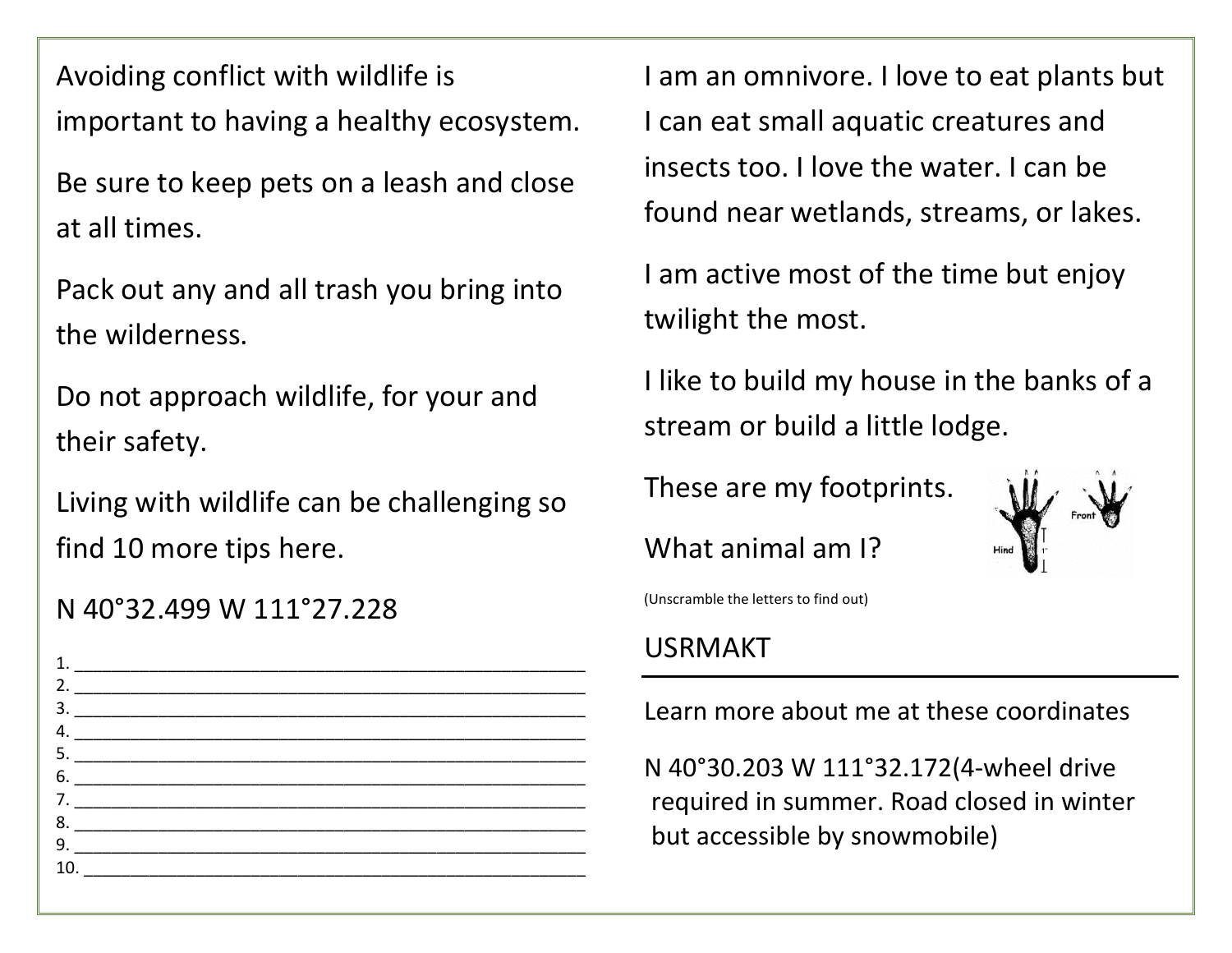Avoiding conflict with wildlife is important to having a healthy ecosystem.

Be sure to keep pets on a leash and close at all times.

Pack out any and all trash you bring into the wilderness.

Do not approach wildlife, for your and their safety.

Living with wildlife can be challenging so find 10 more tips here.

N 40°32.499 W 111°27.228

1. ______________________________________________
2. ______________________________________________
3. ______________________________________________
4. ______________________________________________
5. ______________________________________________
6. ______________________________________________
7. ______________________________________________
8. ______________________________________________
9. ______________________________________________
10. _____________________________________________

I am an omnivore. I love to eat plants but I can eat small aquatic creatures and insects too. I love the water. I can be found near wetlands, streams, or lakes.

I am active most of the time but enjoy twilight the most.

I like to build my house in the banks of a stream or build a little lodge.

These are my footprints.

Hind

Front

What animal am I?

(Unscramble the letters to find out)

USRMAKT

---

Learn more about me at these coordinates

N 40°30.203 W 111°32.172(4-wheel drive required in summer. Road closed in winter but accessible by snowmobile)